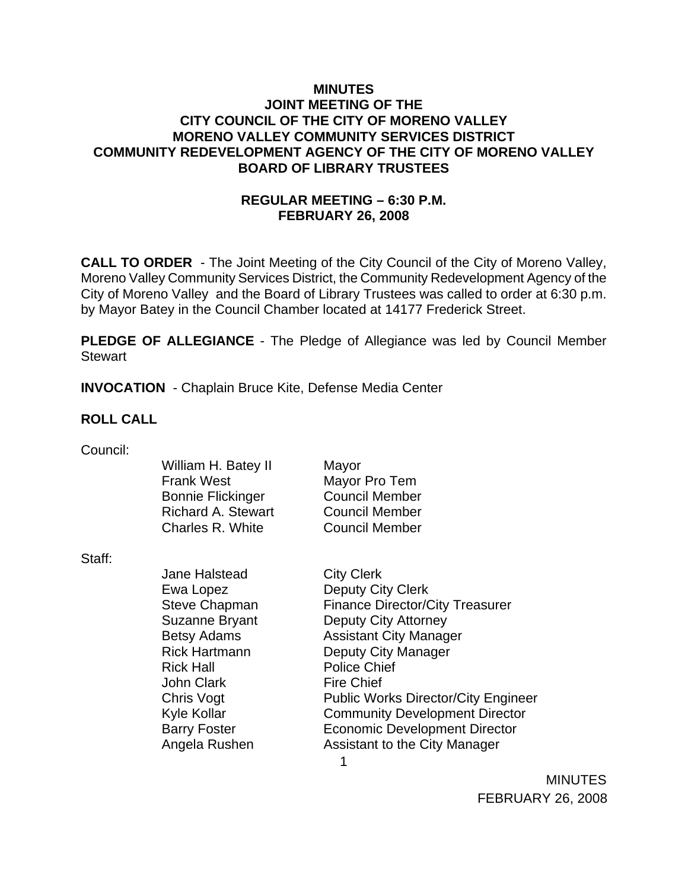# MINUTES
# JOINT MEETING OF THE
# CITY COUNCIL OF THE CITY OF MORENO VALLEY
# MORENO VALLEY COMMUNITY SERVICES DISTRICT
# COMMUNITY REDEVELOPMENT AGENCY OF THE CITY OF MORENO VALLEY
# BOARD OF LIBRARY TRUSTEES

## REGULAR MEETING – 6:30 P.M.
## FEBRUARY 26, 2008

**CALL TO ORDER** - The Joint Meeting of the City Council of the City of Moreno Valley, Moreno Valley Community Services District, the Community Redevelopment Agency of the City of Moreno Valley and the Board of Library Trustees was called to order at 6:30 p.m. by Mayor Batey in the Council Chamber located at 14177 Frederick Street.

**PLEDGE OF ALLEGIANCE** - The Pledge of Allegiance was led by Council Member Stewart

**INVOCATION** - Chaplain Bruce Kite, Defense Media Center

**ROLL CALL**

Council:

| | |
|---|---|
| William H. Batey II | Mayor |
| Frank West | Mayor Pro Tem |
| Bonnie Flickinger | Council Member |
| Richard A. Stewart | Council Member |
| Charles R. White | Council Member |

Staff:

| | |
|---|---|
| Jane Halstead | City Clerk |
| Ewa Lopez | Deputy City Clerk |
| Steve Chapman | Finance Director/City Treasurer |
| Suzanne Bryant | Deputy City Attorney |
| Betsy Adams | Assistant City Manager |
| Rick Hartmann | Deputy City Manager |
| Rick Hall | Police Chief |
| John Clark | Fire Chief |
| Chris Vogt | Public Works Director/City Engineer |
| Kyle Kollar | Community Development Director |
| Barry Foster | Economic Development Director |
| Angela Rushen | Assistant to the City Manager |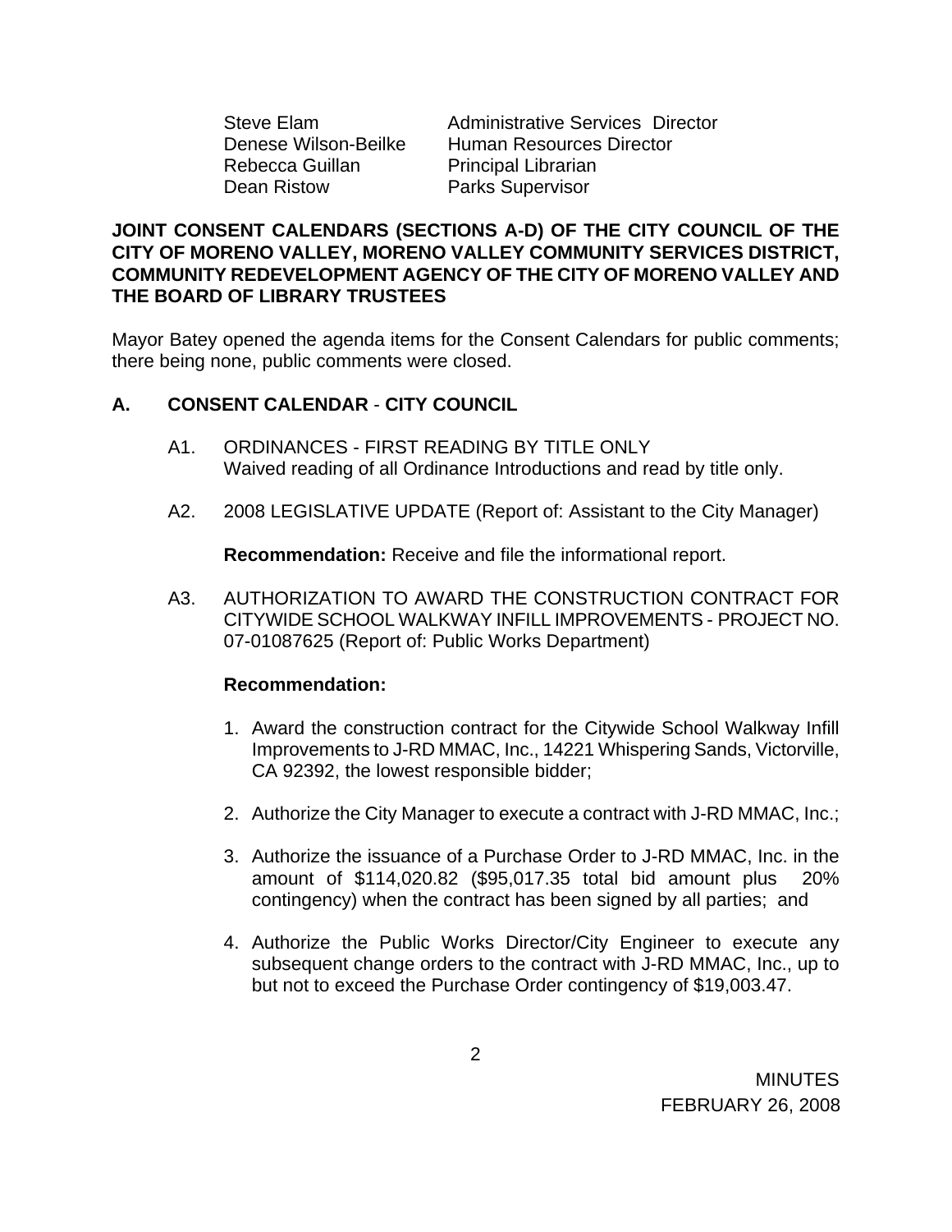| | |
|---|---|
| Steve Elam | Administrative Services Director |
| Denese Wilson-Beilke | Human Resources Director |
| Rebecca Guillan | Principal Librarian |
| Dean Ristow | Parks Supervisor |

**JOINT CONSENT CALENDARS (SECTIONS A-D) OF THE CITY COUNCIL OF THE CITY OF MORENO VALLEY, MORENO VALLEY COMMUNITY SERVICES DISTRICT, COMMUNITY REDEVELOPMENT AGENCY OF THE CITY OF MORENO VALLEY AND THE BOARD OF LIBRARY TRUSTEES**

Mayor Batey opened the agenda items for the Consent Calendars for public comments; there being none, public comments were closed.

## A. CONSENT CALENDAR - CITY COUNCIL

A1. ORDINANCES - FIRST READING BY TITLE ONLY
Waived reading of all Ordinance Introductions and read by title only.

A2. 2008 LEGISLATIVE UPDATE (Report of: Assistant to the City Manager)

**Recommendation:** Receive and file the informational report.

A3. AUTHORIZATION TO AWARD THE CONSTRUCTION CONTRACT FOR CITYWIDE SCHOOL WALKWAY INFILL IMPROVEMENTS - PROJECT NO. 07-01087625 (Report of: Public Works Department)

**Recommendation:**

1. Award the construction contract for the Citywide School Walkway Infill Improvements to J-RD MMAC, Inc., 14221 Whispering Sands, Victorville, CA 92392, the lowest responsible bidder;

2. Authorize the City Manager to execute a contract with J-RD MMAC, Inc.;

3. Authorize the issuance of a Purchase Order to J-RD MMAC, Inc. in the amount of $114,020.82 ($95,017.35 total bid amount plus 20% contingency) when the contract has been signed by all parties; and

4. Authorize the Public Works Director/City Engineer to execute any subsequent change orders to the contract with J-RD MMAC, Inc., up to but not to exceed the Purchase Order contingency of $19,003.47.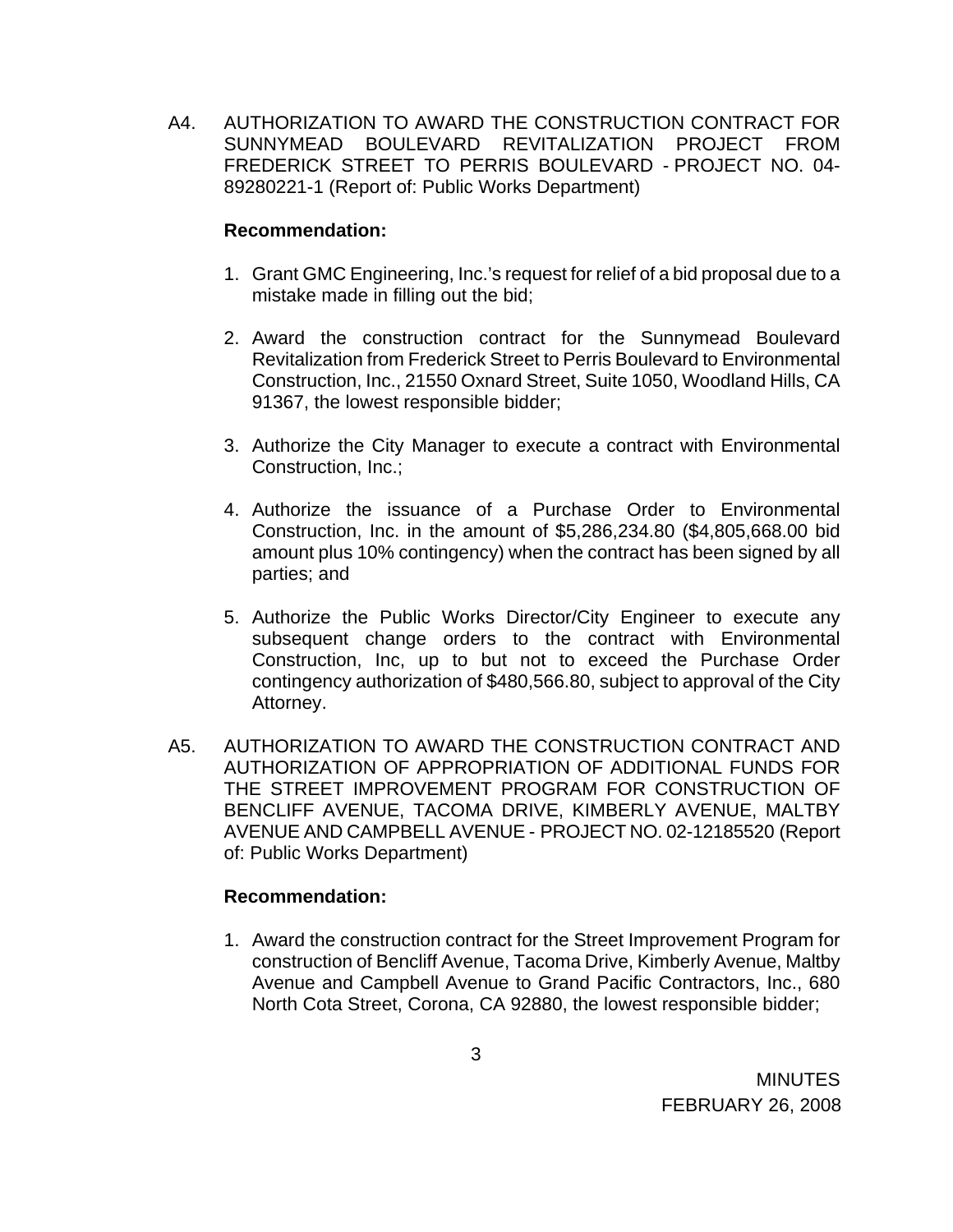A4. AUTHORIZATION TO AWARD THE CONSTRUCTION CONTRACT FOR SUNNYMEAD BOULEVARD REVITALIZATION PROJECT FROM FREDERICK STREET TO PERRIS BOULEVARD - PROJECT NO. 04-89280221-1 (Report of: Public Works Department)

**Recommendation:**

1. Grant GMC Engineering, Inc.'s request for relief of a bid proposal due to a mistake made in filling out the bid;

2. Award the construction contract for the Sunnymead Boulevard Revitalization from Frederick Street to Perris Boulevard to Environmental Construction, Inc., 21550 Oxnard Street, Suite 1050, Woodland Hills, CA 91367, the lowest responsible bidder;

3. Authorize the City Manager to execute a contract with Environmental Construction, Inc.;

4. Authorize the issuance of a Purchase Order to Environmental Construction, Inc. in the amount of $5,286,234.80 ($4,805,668.00 bid amount plus 10% contingency) when the contract has been signed by all parties; and

5. Authorize the Public Works Director/City Engineer to execute any subsequent change orders to the contract with Environmental Construction, Inc, up to but not to exceed the Purchase Order contingency authorization of $480,566.80, subject to approval of the City Attorney.

A5. AUTHORIZATION TO AWARD THE CONSTRUCTION CONTRACT AND AUTHORIZATION OF APPROPRIATION OF ADDITIONAL FUNDS FOR THE STREET IMPROVEMENT PROGRAM FOR CONSTRUCTION OF BENCLIFF AVENUE, TACOMA DRIVE, KIMBERLY AVENUE, MALTBY AVENUE AND CAMPBELL AVENUE - PROJECT NO. 02-12185520 (Report of: Public Works Department)

**Recommendation:**

1. Award the construction contract for the Street Improvement Program for construction of Bencliff Avenue, Tacoma Drive, Kimberly Avenue, Maltby Avenue and Campbell Avenue to Grand Pacific Contractors, Inc., 680 North Cota Street, Corona, CA 92880, the lowest responsible bidder;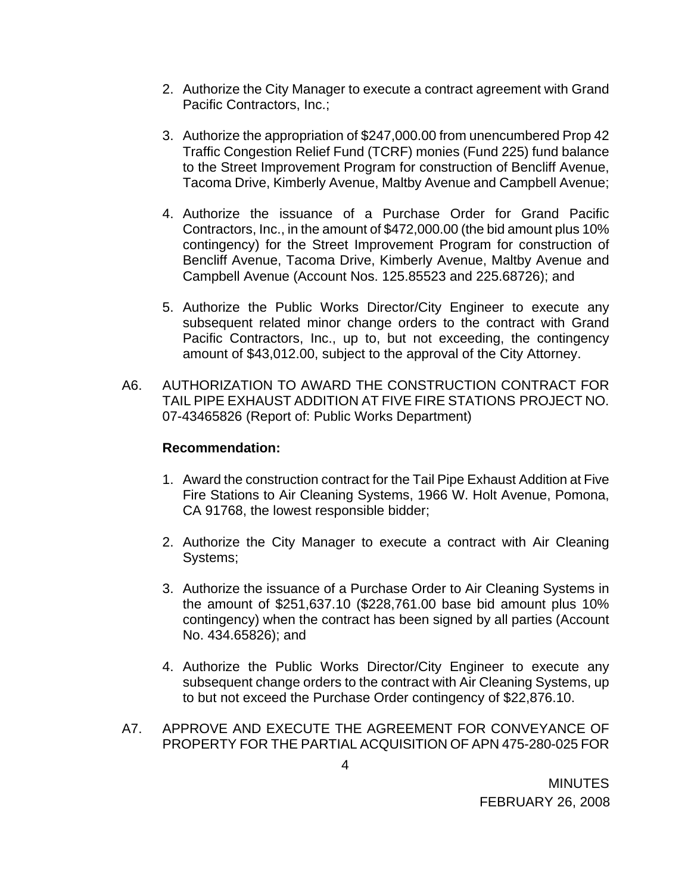2. Authorize the City Manager to execute a contract agreement with Grand Pacific Contractors, Inc.;

3. Authorize the appropriation of $247,000.00 from unencumbered Prop 42 Traffic Congestion Relief Fund (TCRF) monies (Fund 225) fund balance to the Street Improvement Program for construction of Bencliff Avenue, Tacoma Drive, Kimberly Avenue, Maltby Avenue and Campbell Avenue;

4. Authorize the issuance of a Purchase Order for Grand Pacific Contractors, Inc., in the amount of $472,000.00 (the bid amount plus 10% contingency) for the Street Improvement Program for construction of Bencliff Avenue, Tacoma Drive, Kimberly Avenue, Maltby Avenue and Campbell Avenue (Account Nos. 125.85523 and 225.68726); and

5. Authorize the Public Works Director/City Engineer to execute any subsequent related minor change orders to the contract with Grand Pacific Contractors, Inc., up to, but not exceeding, the contingency amount of $43,012.00, subject to the approval of the City Attorney.

A6. AUTHORIZATION TO AWARD THE CONSTRUCTION CONTRACT FOR TAIL PIPE EXHAUST ADDITION AT FIVE FIRE STATIONS PROJECT NO. 07-43465826 (Report of: Public Works Department)

**Recommendation:**

1. Award the construction contract for the Tail Pipe Exhaust Addition at Five Fire Stations to Air Cleaning Systems, 1966 W. Holt Avenue, Pomona, CA 91768, the lowest responsible bidder;

2. Authorize the City Manager to execute a contract with Air Cleaning Systems;

3. Authorize the issuance of a Purchase Order to Air Cleaning Systems in the amount of $251,637.10 ($228,761.00 base bid amount plus 10% contingency) when the contract has been signed by all parties (Account No. 434.65826); and

4. Authorize the Public Works Director/City Engineer to execute any subsequent change orders to the contract with Air Cleaning Systems, up to but not exceed the Purchase Order contingency of $22,876.10.

A7. APPROVE AND EXECUTE THE AGREEMENT FOR CONVEYANCE OF PROPERTY FOR THE PARTIAL ACQUISITION OF APN 475-280-025 FOR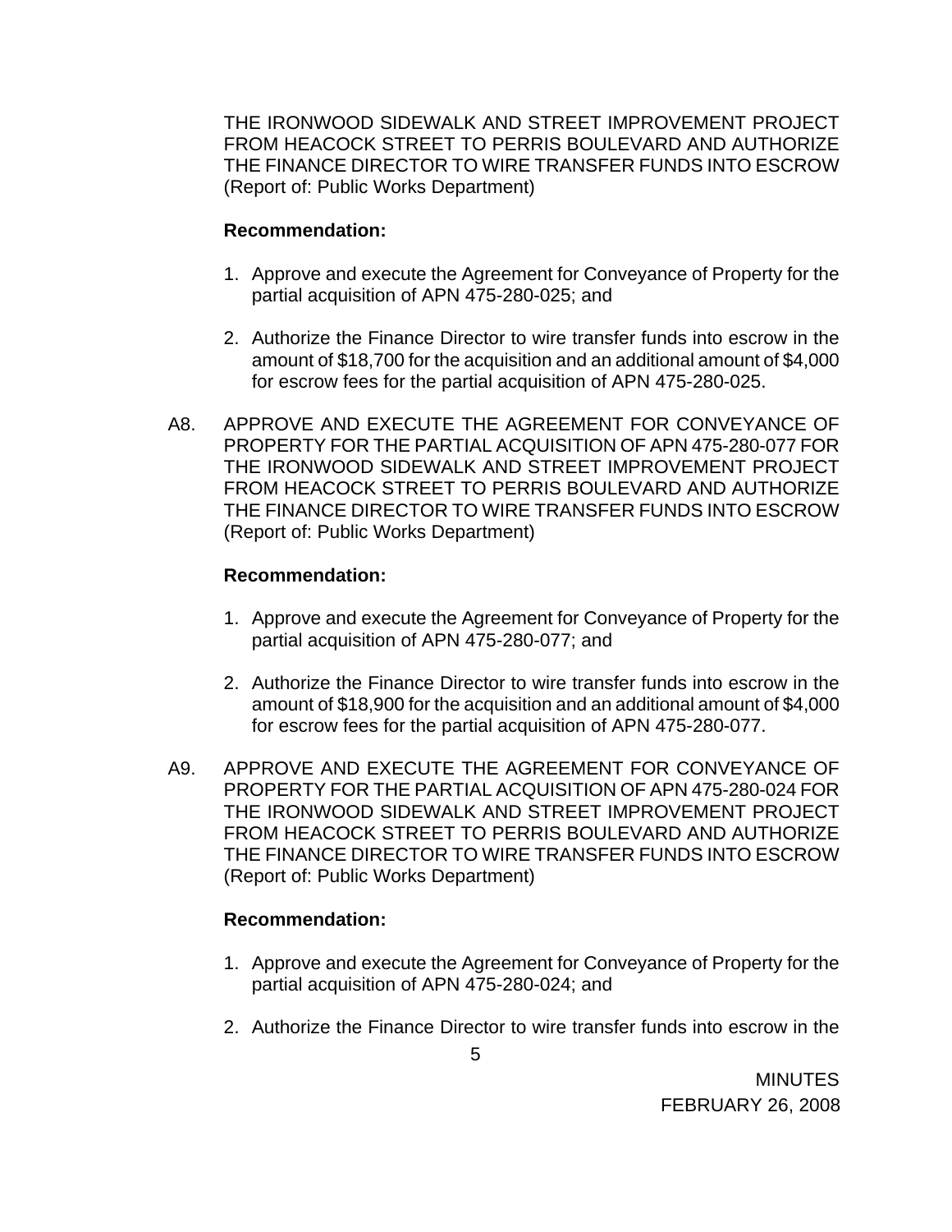THE IRONWOOD SIDEWALK AND STREET IMPROVEMENT PROJECT FROM HEACOCK STREET TO PERRIS BOULEVARD AND AUTHORIZE THE FINANCE DIRECTOR TO WIRE TRANSFER FUNDS INTO ESCROW (Report of: Public Works Department)

**Recommendation:**

1. Approve and execute the Agreement for Conveyance of Property for the partial acquisition of APN 475-280-025; and

2. Authorize the Finance Director to wire transfer funds into escrow in the amount of $18,700 for the acquisition and an additional amount of $4,000 for escrow fees for the partial acquisition of APN 475-280-025.

A8. APPROVE AND EXECUTE THE AGREEMENT FOR CONVEYANCE OF PROPERTY FOR THE PARTIAL ACQUISITION OF APN 475-280-077 FOR THE IRONWOOD SIDEWALK AND STREET IMPROVEMENT PROJECT FROM HEACOCK STREET TO PERRIS BOULEVARD AND AUTHORIZE THE FINANCE DIRECTOR TO WIRE TRANSFER FUNDS INTO ESCROW (Report of: Public Works Department)

**Recommendation:**

1. Approve and execute the Agreement for Conveyance of Property for the partial acquisition of APN 475-280-077; and

2. Authorize the Finance Director to wire transfer funds into escrow in the amount of $18,900 for the acquisition and an additional amount of $4,000 for escrow fees for the partial acquisition of APN 475-280-077.

A9. APPROVE AND EXECUTE THE AGREEMENT FOR CONVEYANCE OF PROPERTY FOR THE PARTIAL ACQUISITION OF APN 475-280-024 FOR THE IRONWOOD SIDEWALK AND STREET IMPROVEMENT PROJECT FROM HEACOCK STREET TO PERRIS BOULEVARD AND AUTHORIZE THE FINANCE DIRECTOR TO WIRE TRANSFER FUNDS INTO ESCROW (Report of: Public Works Department)

**Recommendation:**

1. Approve and execute the Agreement for Conveyance of Property for the partial acquisition of APN 475-280-024; and

2. Authorize the Finance Director to wire transfer funds into escrow in the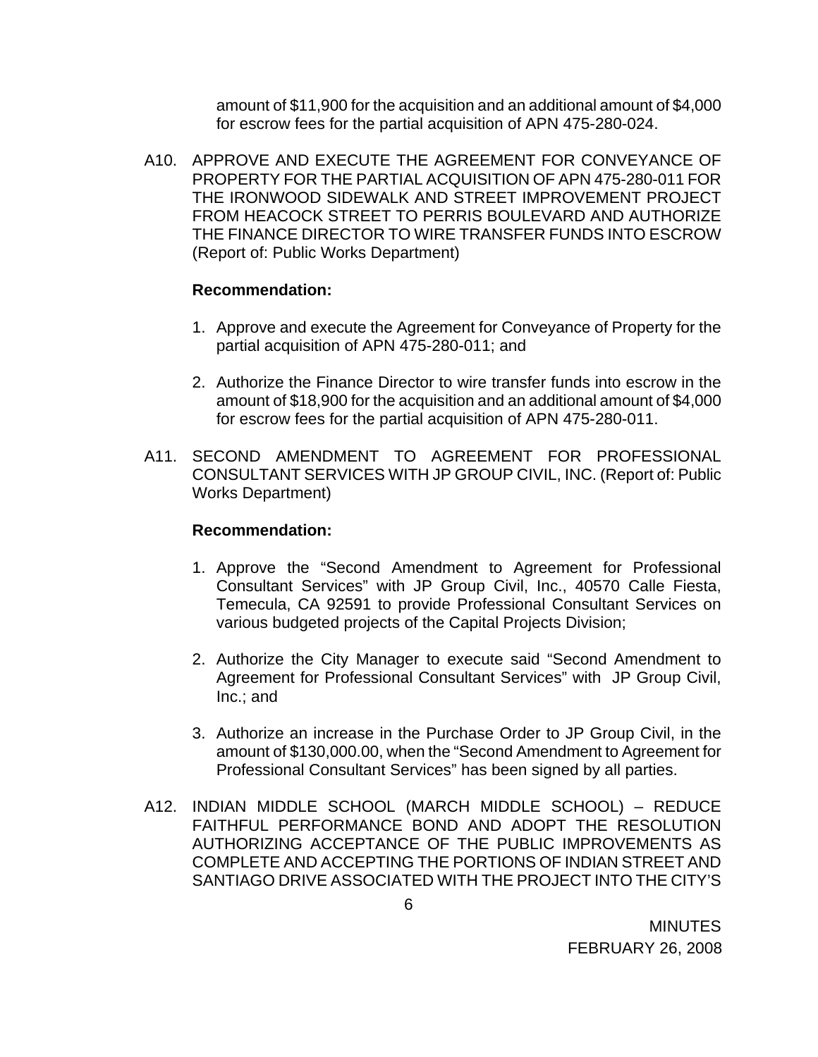amount of $11,900 for the acquisition and an additional amount of $4,000 for escrow fees for the partial acquisition of APN 475-280-024.

A10. APPROVE AND EXECUTE THE AGREEMENT FOR CONVEYANCE OF PROPERTY FOR THE PARTIAL ACQUISITION OF APN 475-280-011 FOR THE IRONWOOD SIDEWALK AND STREET IMPROVEMENT PROJECT FROM HEACOCK STREET TO PERRIS BOULEVARD AND AUTHORIZE THE FINANCE DIRECTOR TO WIRE TRANSFER FUNDS INTO ESCROW (Report of: Public Works Department)

**Recommendation:**

1. Approve and execute the Agreement for Conveyance of Property for the partial acquisition of APN 475-280-011; and
2. Authorize the Finance Director to wire transfer funds into escrow in the amount of $18,900 for the acquisition and an additional amount of $4,000 for escrow fees for the partial acquisition of APN 475-280-011.

A11. SECOND AMENDMENT TO AGREEMENT FOR PROFESSIONAL CONSULTANT SERVICES WITH JP GROUP CIVIL, INC. (Report of: Public Works Department)

**Recommendation:**

1. Approve the "Second Amendment to Agreement for Professional Consultant Services" with JP Group Civil, Inc., 40570 Calle Fiesta, Temecula, CA 92591 to provide Professional Consultant Services on various budgeted projects of the Capital Projects Division;
2. Authorize the City Manager to execute said "Second Amendment to Agreement for Professional Consultant Services" with JP Group Civil, Inc.; and
3. Authorize an increase in the Purchase Order to JP Group Civil, in the amount of $130,000.00, when the "Second Amendment to Agreement for Professional Consultant Services" has been signed by all parties.

A12. INDIAN MIDDLE SCHOOL (MARCH MIDDLE SCHOOL) – REDUCE FAITHFUL PERFORMANCE BOND AND ADOPT THE RESOLUTION AUTHORIZING ACCEPTANCE OF THE PUBLIC IMPROVEMENTS AS COMPLETE AND ACCEPTING THE PORTIONS OF INDIAN STREET AND SANTIAGO DRIVE ASSOCIATED WITH THE PROJECT INTO THE CITY'S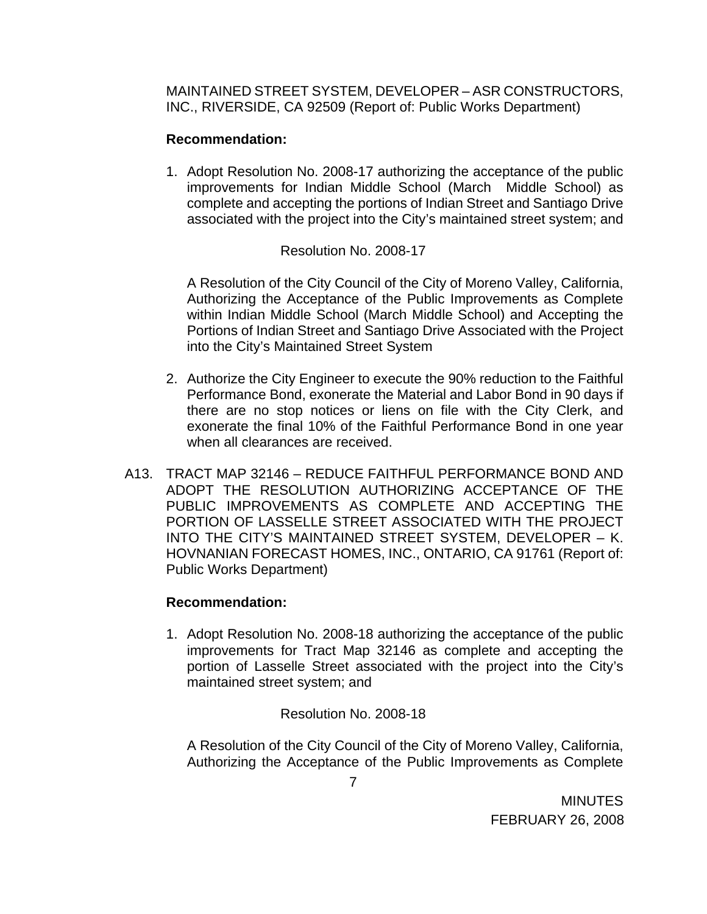MAINTAINED STREET SYSTEM, DEVELOPER – ASR CONSTRUCTORS, INC., RIVERSIDE, CA 92509 (Report of: Public Works Department)

**Recommendation:**

1. Adopt Resolution No. 2008-17 authorizing the acceptance of the public improvements for Indian Middle School (March Middle School) as complete and accepting the portions of Indian Street and Santiago Drive associated with the project into the City's maintained street system; and

   Resolution No. 2008-17

   A Resolution of the City Council of the City of Moreno Valley, California, Authorizing the Acceptance of the Public Improvements as Complete within Indian Middle School (March Middle School) and Accepting the Portions of Indian Street and Santiago Drive Associated with the Project into the City's Maintained Street System

2. Authorize the City Engineer to execute the 90% reduction to the Faithful Performance Bond, exonerate the Material and Labor Bond in 90 days if there are no stop notices or liens on file with the City Clerk, and exonerate the final 10% of the Faithful Performance Bond in one year when all clearances are received.

A13. TRACT MAP 32146 – REDUCE FAITHFUL PERFORMANCE BOND AND ADOPT THE RESOLUTION AUTHORIZING ACCEPTANCE OF THE PUBLIC IMPROVEMENTS AS COMPLETE AND ACCEPTING THE PORTION OF LASSELLE STREET ASSOCIATED WITH THE PROJECT INTO THE CITY'S MAINTAINED STREET SYSTEM, DEVELOPER – K. HOVNANIAN FORECAST HOMES, INC., ONTARIO, CA 91761 (Report of: Public Works Department)

**Recommendation:**

1. Adopt Resolution No. 2008-18 authorizing the acceptance of the public improvements for Tract Map 32146 as complete and accepting the portion of Lasselle Street associated with the project into the City's maintained street system; and

   Resolution No. 2008-18

   A Resolution of the City Council of the City of Moreno Valley, California, Authorizing the Acceptance of the Public Improvements as Complete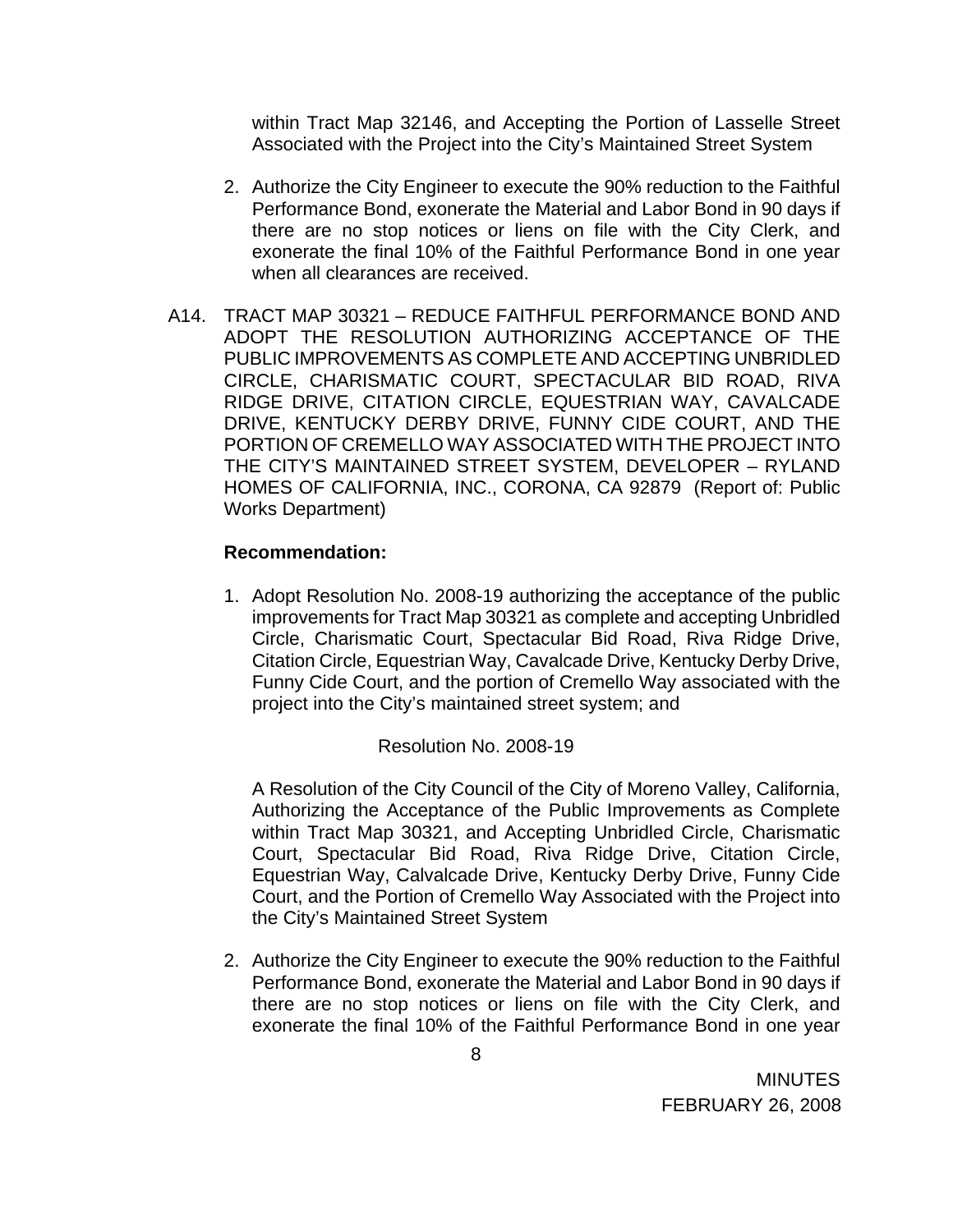within Tract Map 32146, and Accepting the Portion of Lasselle Street Associated with the Project into the City's Maintained Street System

2. Authorize the City Engineer to execute the 90% reduction to the Faithful Performance Bond, exonerate the Material and Labor Bond in 90 days if there are no stop notices or liens on file with the City Clerk, and exonerate the final 10% of the Faithful Performance Bond in one year when all clearances are received.

A14. TRACT MAP 30321 – REDUCE FAITHFUL PERFORMANCE BOND AND ADOPT THE RESOLUTION AUTHORIZING ACCEPTANCE OF THE PUBLIC IMPROVEMENTS AS COMPLETE AND ACCEPTING UNBRIDLED CIRCLE, CHARISMATIC COURT, SPECTACULAR BID ROAD, RIVA RIDGE DRIVE, CITATION CIRCLE, EQUESTRIAN WAY, CAVALCADE DRIVE, KENTUCKY DERBY DRIVE, FUNNY CIDE COURT, AND THE PORTION OF CREMELLO WAY ASSOCIATED WITH THE PROJECT INTO THE CITY'S MAINTAINED STREET SYSTEM, DEVELOPER – RYLAND HOMES OF CALIFORNIA, INC., CORONA, CA 92879 (Report of: Public Works Department)

**Recommendation:**

1. Adopt Resolution No. 2008-19 authorizing the acceptance of the public improvements for Tract Map 30321 as complete and accepting Unbridled Circle, Charismatic Court, Spectacular Bid Road, Riva Ridge Drive, Citation Circle, Equestrian Way, Cavalcade Drive, Kentucky Derby Drive, Funny Cide Court, and the portion of Cremello Way associated with the project into the City's maintained street system; and

   Resolution No. 2008-19

   A Resolution of the City Council of the City of Moreno Valley, California, Authorizing the Acceptance of the Public Improvements as Complete within Tract Map 30321, and Accepting Unbridled Circle, Charismatic Court, Spectacular Bid Road, Riva Ridge Drive, Citation Circle, Equestrian Way, Calvalcade Drive, Kentucky Derby Drive, Funny Cide Court, and the Portion of Cremello Way Associated with the Project into the City's Maintained Street System

2. Authorize the City Engineer to execute the 90% reduction to the Faithful Performance Bond, exonerate the Material and Labor Bond in 90 days if there are no stop notices or liens on file with the City Clerk, and exonerate the final 10% of the Faithful Performance Bond in one year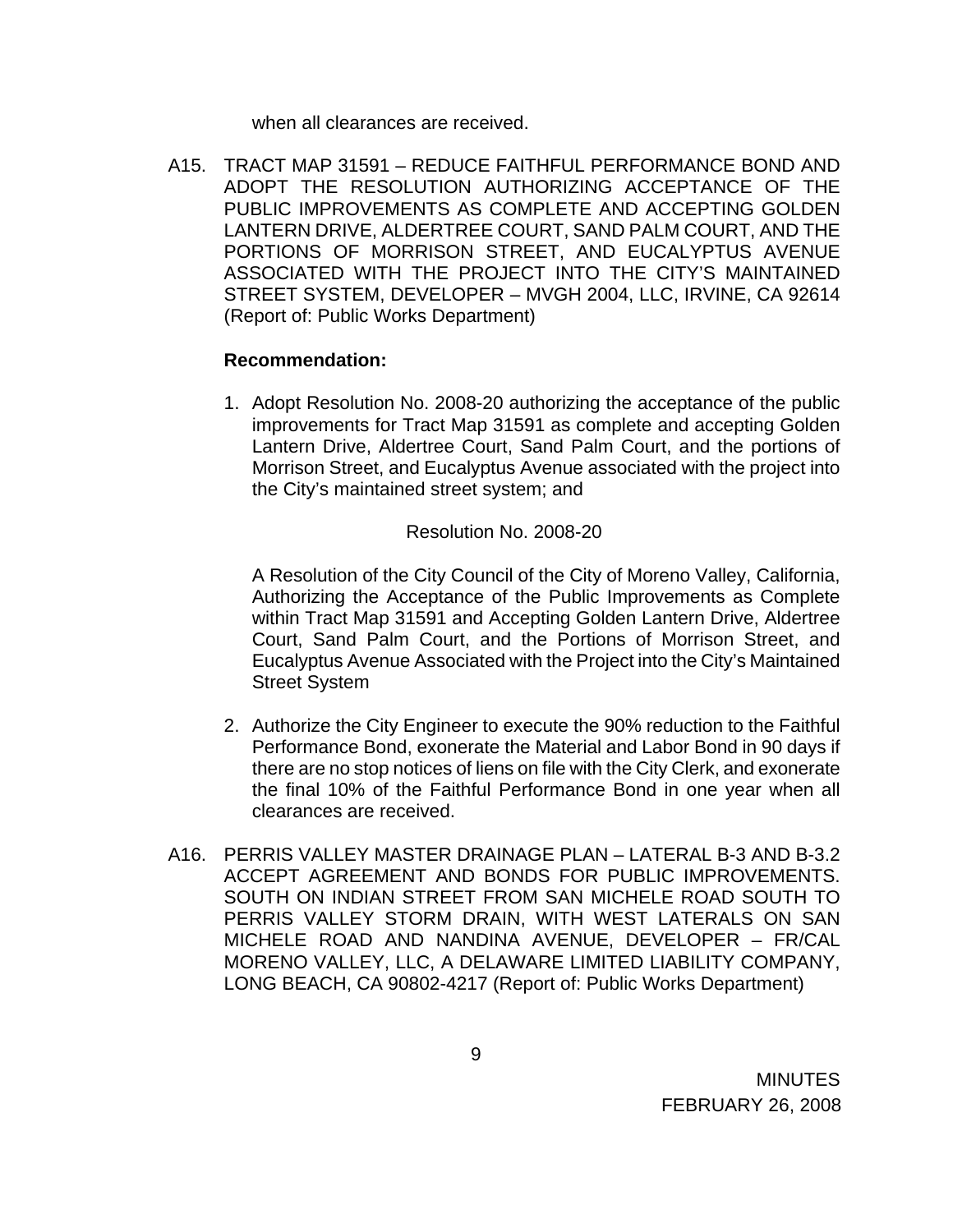when all clearances are received.

A15. TRACT MAP 31591 – REDUCE FAITHFUL PERFORMANCE BOND AND ADOPT THE RESOLUTION AUTHORIZING ACCEPTANCE OF THE PUBLIC IMPROVEMENTS AS COMPLETE AND ACCEPTING GOLDEN LANTERN DRIVE, ALDERTREE COURT, SAND PALM COURT, AND THE PORTIONS OF MORRISON STREET, AND EUCALYPTUS AVENUE ASSOCIATED WITH THE PROJECT INTO THE CITY'S MAINTAINED STREET SYSTEM, DEVELOPER – MVGH 2004, LLC, IRVINE, CA 92614 (Report of: Public Works Department)

**Recommendation:**

1. Adopt Resolution No. 2008-20 authorizing the acceptance of the public improvements for Tract Map 31591 as complete and accepting Golden Lantern Drive, Aldertree Court, Sand Palm Court, and the portions of Morrison Street, and Eucalyptus Avenue associated with the project into the City's maintained street system; and

   Resolution No. 2008-20

   A Resolution of the City Council of the City of Moreno Valley, California, Authorizing the Acceptance of the Public Improvements as Complete within Tract Map 31591 and Accepting Golden Lantern Drive, Aldertree Court, Sand Palm Court, and the Portions of Morrison Street, and Eucalyptus Avenue Associated with the Project into the City's Maintained Street System

2. Authorize the City Engineer to execute the 90% reduction to the Faithful Performance Bond, exonerate the Material and Labor Bond in 90 days if there are no stop notices of liens on file with the City Clerk, and exonerate the final 10% of the Faithful Performance Bond in one year when all clearances are received.

A16. PERRIS VALLEY MASTER DRAINAGE PLAN – LATERAL B-3 AND B-3.2 ACCEPT AGREEMENT AND BONDS FOR PUBLIC IMPROVEMENTS. SOUTH ON INDIAN STREET FROM SAN MICHELE ROAD SOUTH TO PERRIS VALLEY STORM DRAIN, WITH WEST LATERALS ON SAN MICHELE ROAD AND NANDINA AVENUE, DEVELOPER – FR/CAL MORENO VALLEY, LLC, A DELAWARE LIMITED LIABILITY COMPANY, LONG BEACH, CA 90802-4217 (Report of: Public Works Department)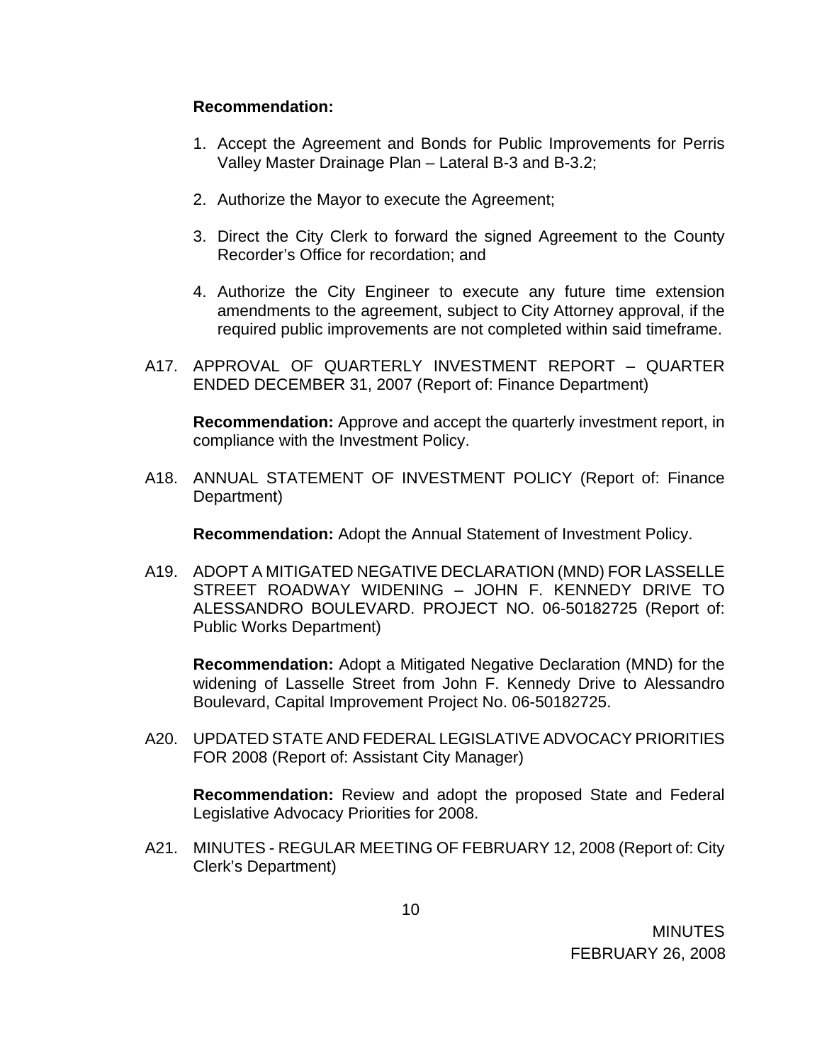**Recommendation:**

1. Accept the Agreement and Bonds for Public Improvements for Perris Valley Master Drainage Plan – Lateral B-3 and B-3.2;
2. Authorize the Mayor to execute the Agreement;
3. Direct the City Clerk to forward the signed Agreement to the County Recorder's Office for recordation; and
4. Authorize the City Engineer to execute any future time extension amendments to the agreement, subject to City Attorney approval, if the required public improvements are not completed within said timeframe.

A17. APPROVAL OF QUARTERLY INVESTMENT REPORT – QUARTER ENDED DECEMBER 31, 2007 (Report of: Finance Department)

**Recommendation:** Approve and accept the quarterly investment report, in compliance with the Investment Policy.

A18. ANNUAL STATEMENT OF INVESTMENT POLICY (Report of: Finance Department)

**Recommendation:** Adopt the Annual Statement of Investment Policy.

A19. ADOPT A MITIGATED NEGATIVE DECLARATION (MND) FOR LASSELLE STREET ROADWAY WIDENING – JOHN F. KENNEDY DRIVE TO ALESSANDRO BOULEVARD. PROJECT NO. 06-50182725 (Report of: Public Works Department)

**Recommendation:** Adopt a Mitigated Negative Declaration (MND) for the widening of Lasselle Street from John F. Kennedy Drive to Alessandro Boulevard, Capital Improvement Project No. 06-50182725.

A20. UPDATED STATE AND FEDERAL LEGISLATIVE ADVOCACY PRIORITIES FOR 2008 (Report of: Assistant City Manager)

**Recommendation:** Review and adopt the proposed State and Federal Legislative Advocacy Priorities for 2008.

A21. MINUTES - REGULAR MEETING OF FEBRUARY 12, 2008 (Report of: City Clerk's Department)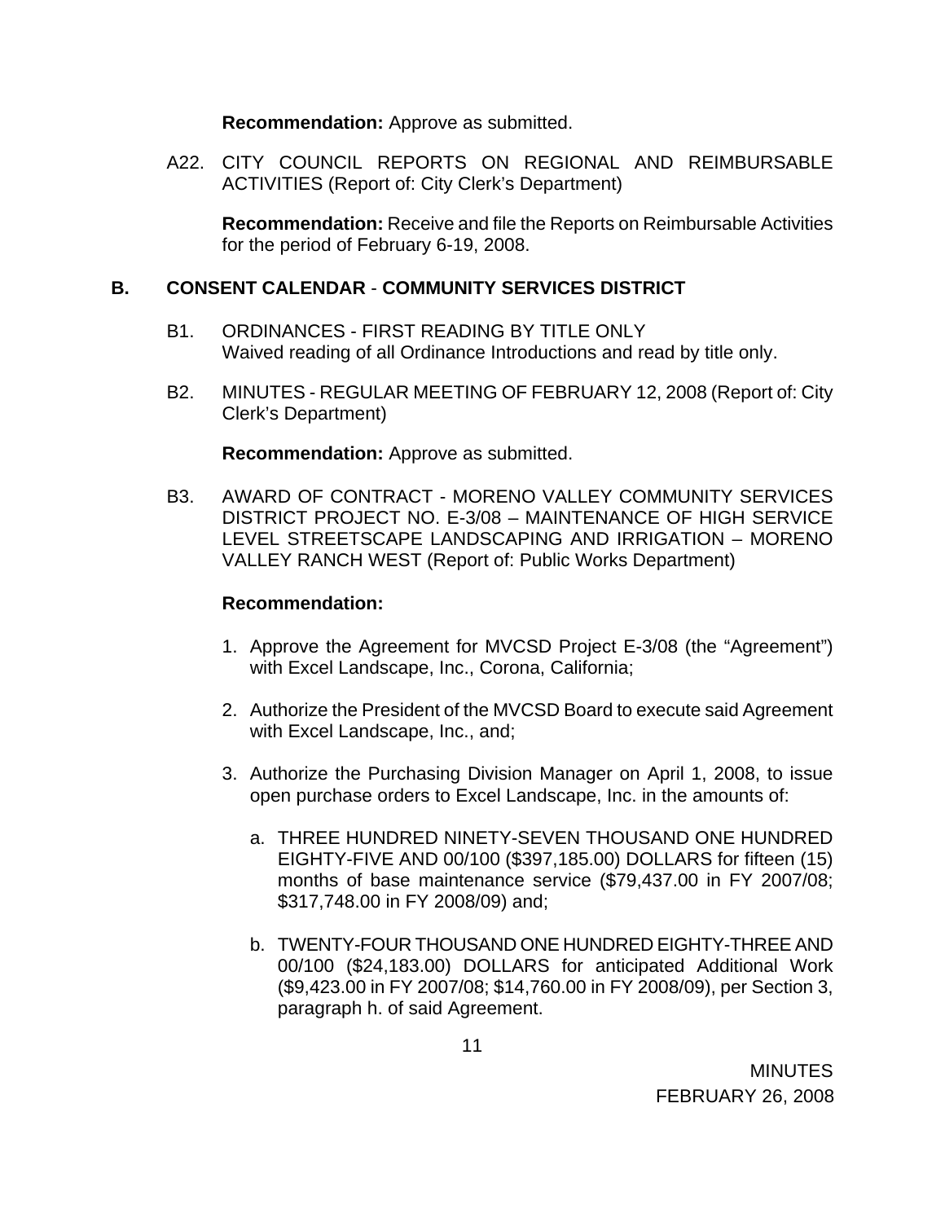**Recommendation:** Approve as submitted.

A22. CITY COUNCIL REPORTS ON REGIONAL AND REIMBURSABLE ACTIVITIES (Report of: City Clerk's Department)

**Recommendation:** Receive and file the Reports on Reimbursable Activities for the period of February 6-19, 2008.

## B. CONSENT CALENDAR - COMMUNITY SERVICES DISTRICT

B1. ORDINANCES - FIRST READING BY TITLE ONLY
Waived reading of all Ordinance Introductions and read by title only.

B2. MINUTES - REGULAR MEETING OF FEBRUARY 12, 2008 (Report of: City Clerk's Department)

**Recommendation:** Approve as submitted.

B3. AWARD OF CONTRACT - MORENO VALLEY COMMUNITY SERVICES DISTRICT PROJECT NO. E-3/08 – MAINTENANCE OF HIGH SERVICE LEVEL STREETSCAPE LANDSCAPING AND IRRIGATION – MORENO VALLEY RANCH WEST (Report of: Public Works Department)

**Recommendation:**

1. Approve the Agreement for MVCSD Project E-3/08 (the "Agreement") with Excel Landscape, Inc., Corona, California;
2. Authorize the President of the MVCSD Board to execute said Agreement with Excel Landscape, Inc., and;
3. Authorize the Purchasing Division Manager on April 1, 2008, to issue open purchase orders to Excel Landscape, Inc. in the amounts of:
   a. THREE HUNDRED NINETY-SEVEN THOUSAND ONE HUNDRED EIGHTY-FIVE AND 00/100 ($397,185.00) DOLLARS for fifteen (15) months of base maintenance service ($79,437.00 in FY 2007/08; $317,748.00 in FY 2008/09) and;
   b. TWENTY-FOUR THOUSAND ONE HUNDRED EIGHTY-THREE AND 00/100 ($24,183.00) DOLLARS for anticipated Additional Work ($9,423.00 in FY 2007/08; $14,760.00 in FY 2008/09), per Section 3, paragraph h. of said Agreement.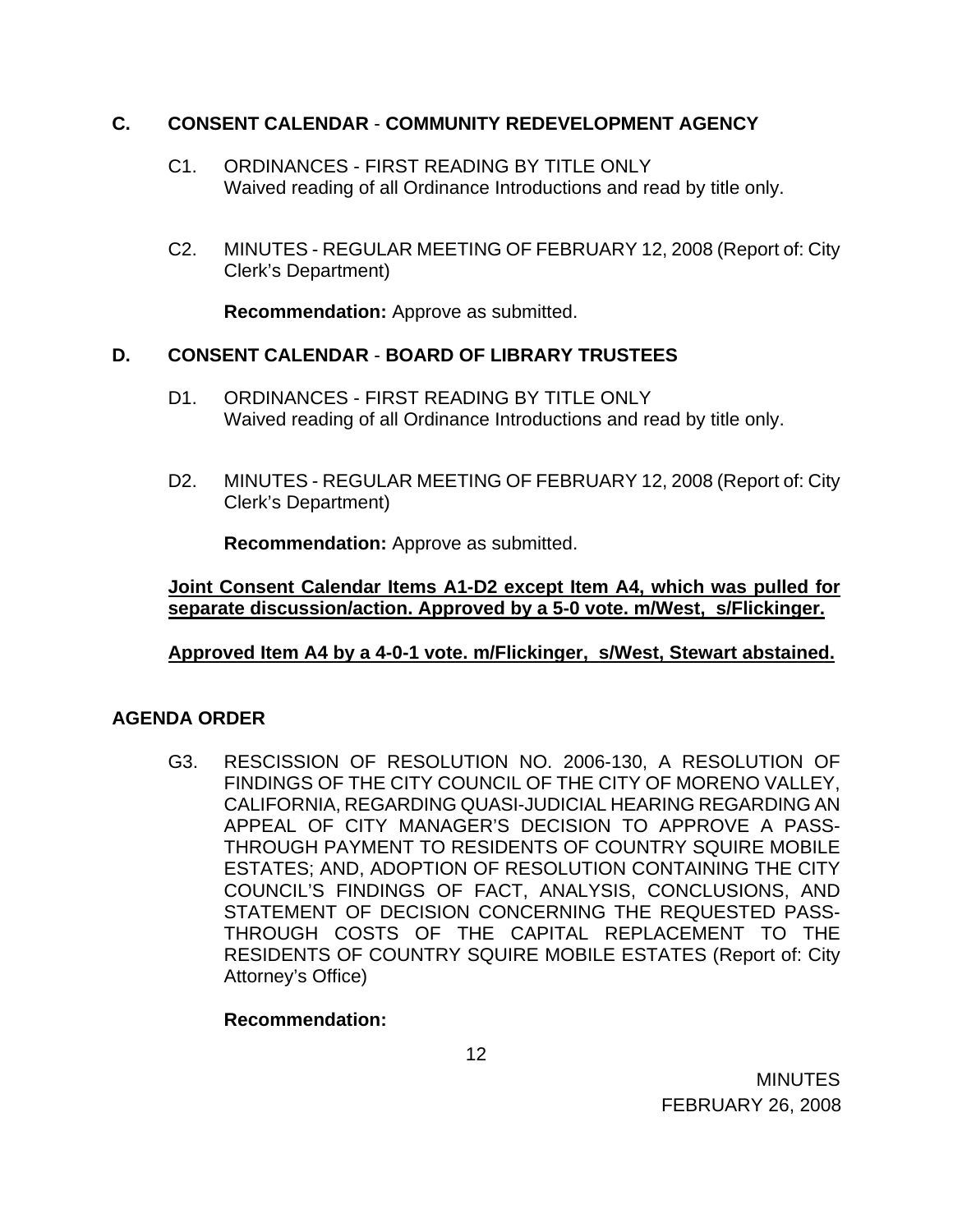## C. CONSENT CALENDAR - COMMUNITY REDEVELOPMENT AGENCY

C1. ORDINANCES - FIRST READING BY TITLE ONLY
Waived reading of all Ordinance Introductions and read by title only.

C2. MINUTES - REGULAR MEETING OF FEBRUARY 12, 2008 (Report of: City Clerk's Department)

**Recommendation:** Approve as submitted.

## D. CONSENT CALENDAR - BOARD OF LIBRARY TRUSTEES

D1. ORDINANCES - FIRST READING BY TITLE ONLY
Waived reading of all Ordinance Introductions and read by title only.

D2. MINUTES - REGULAR MEETING OF FEBRUARY 12, 2008 (Report of: City Clerk's Department)

**Recommendation:** Approve as submitted.

**Joint Consent Calendar Items A1-D2 except Item A4, which was pulled for separate discussion/action. Approved by a 5-0 vote. m/West, s/Flickinger.**

**Approved Item A4 by a 4-0-1 vote. m/Flickinger, s/West, Stewart abstained.**

## AGENDA ORDER

G3. RESCISSION OF RESOLUTION NO. 2006-130, A RESOLUTION OF FINDINGS OF THE CITY COUNCIL OF THE CITY OF MORENO VALLEY, CALIFORNIA, REGARDING QUASI-JUDICIAL HEARING REGARDING AN APPEAL OF CITY MANAGER'S DECISION TO APPROVE A PASS-THROUGH PAYMENT TO RESIDENTS OF COUNTRY SQUIRE MOBILE ESTATES; AND, ADOPTION OF RESOLUTION CONTAINING THE CITY COUNCIL'S FINDINGS OF FACT, ANALYSIS, CONCLUSIONS, AND STATEMENT OF DECISION CONCERNING THE REQUESTED PASS-THROUGH COSTS OF THE CAPITAL REPLACEMENT TO THE RESIDENTS OF COUNTRY SQUIRE MOBILE ESTATES (Report of: City Attorney's Office)

**Recommendation:**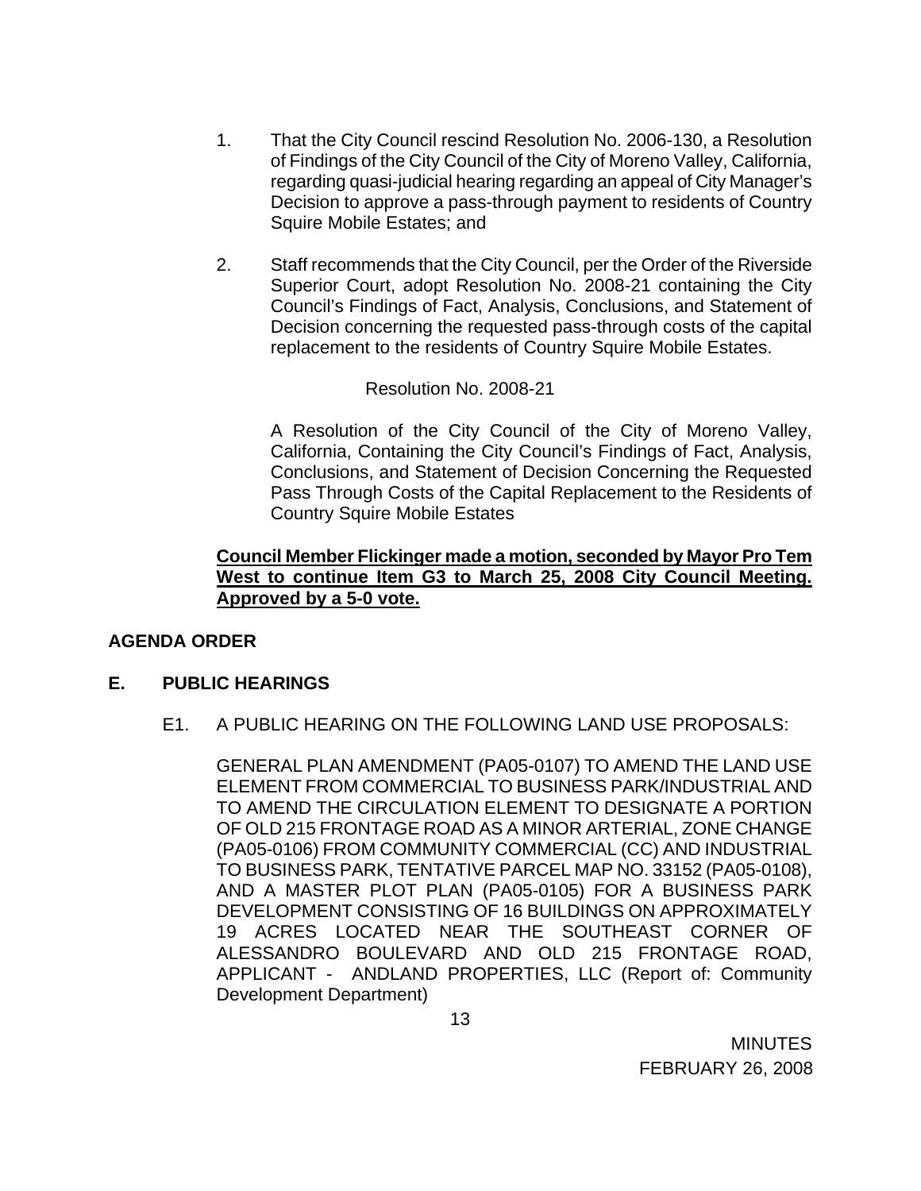1. That the City Council rescind Resolution No. 2006-130, a Resolution of Findings of the City Council of the City of Moreno Valley, California, regarding quasi-judicial hearing regarding an appeal of City Manager's Decision to approve a pass-through payment to residents of Country Squire Mobile Estates; and

2. Staff recommends that the City Council, per the Order of the Riverside Superior Court, adopt Resolution No. 2008-21 containing the City Council's Findings of Fact, Analysis, Conclusions, and Statement of Decision concerning the requested pass-through costs of the capital replacement to the residents of Country Squire Mobile Estates.

Resolution No. 2008-21

A Resolution of the City Council of the City of Moreno Valley, California, Containing the City Council's Findings of Fact, Analysis, Conclusions, and Statement of Decision Concerning the Requested Pass Through Costs of the Capital Replacement to the Residents of Country Squire Mobile Estates

**Council Member Flickinger made a motion, seconded by Mayor Pro Tem West to continue Item G3 to March 25, 2008 City Council Meeting. Approved by a 5-0 vote.**

**AGENDA ORDER**

**E. PUBLIC HEARINGS**

E1. A PUBLIC HEARING ON THE FOLLOWING LAND USE PROPOSALS:

GENERAL PLAN AMENDMENT (PA05-0107) TO AMEND THE LAND USE ELEMENT FROM COMMERCIAL TO BUSINESS PARK/INDUSTRIAL AND TO AMEND THE CIRCULATION ELEMENT TO DESIGNATE A PORTION OF OLD 215 FRONTAGE ROAD AS A MINOR ARTERIAL, ZONE CHANGE (PA05-0106) FROM COMMUNITY COMMERCIAL (CC) AND INDUSTRIAL TO BUSINESS PARK, TENTATIVE PARCEL MAP NO. 33152 (PA05-0108), AND A MASTER PLOT PLAN (PA05-0105) FOR A BUSINESS PARK DEVELOPMENT CONSISTING OF 16 BUILDINGS ON APPROXIMATELY 19 ACRES LOCATED NEAR THE SOUTHEAST CORNER OF ALESSANDRO BOULEVARD AND OLD 215 FRONTAGE ROAD, APPLICANT - ANDLAND PROPERTIES, LLC (Report of: Community Development Department)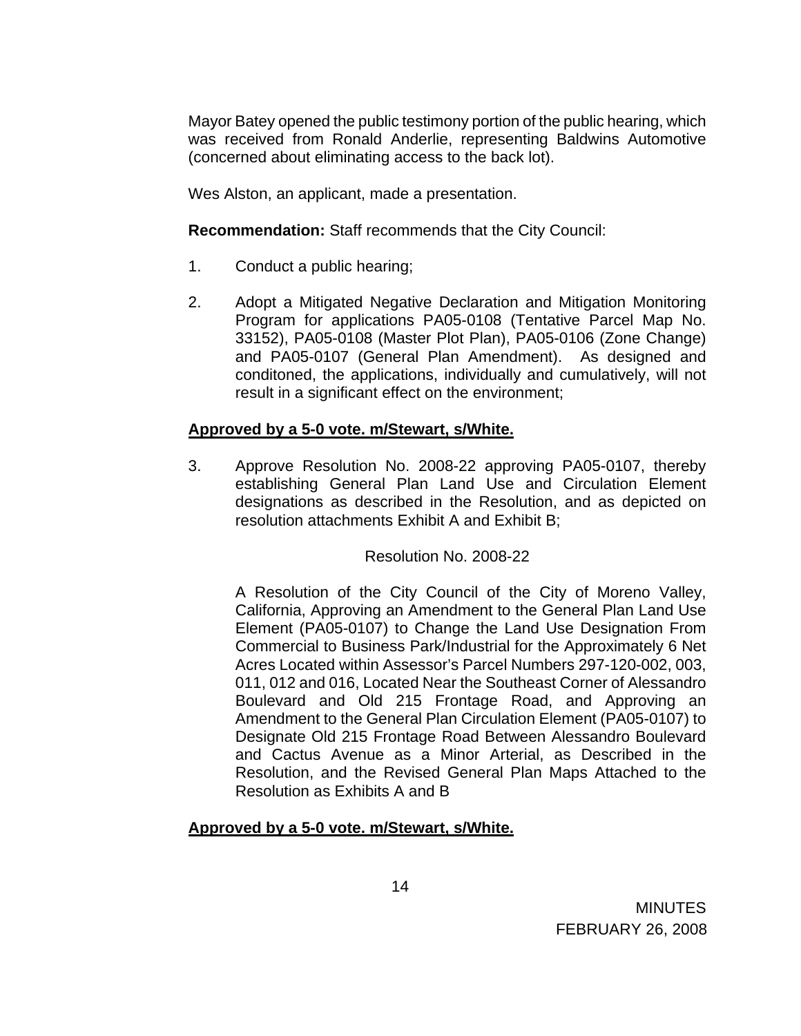Mayor Batey opened the public testimony portion of the public hearing, which was received from Ronald Anderlie, representing Baldwins Automotive (concerned about eliminating access to the back lot).

Wes Alston, an applicant, made a presentation.

**Recommendation:** Staff recommends that the City Council:

1. Conduct a public hearing;

2. Adopt a Mitigated Negative Declaration and Mitigation Monitoring Program for applications PA05-0108 (Tentative Parcel Map No. 33152), PA05-0108 (Master Plot Plan), PA05-0106 (Zone Change) and PA05-0107 (General Plan Amendment). As designed and conditoned, the applications, individually and cumulatively, will not result in a significant effect on the environment;

**Approved by a 5-0 vote. m/Stewart, s/White.**

3. Approve Resolution No. 2008-22 approving PA05-0107, thereby establishing General Plan Land Use and Circulation Element designations as described in the Resolution, and as depicted on resolution attachments Exhibit A and Exhibit B;

   Resolution No. 2008-22

   A Resolution of the City Council of the City of Moreno Valley, California, Approving an Amendment to the General Plan Land Use Element (PA05-0107) to Change the Land Use Designation From Commercial to Business Park/Industrial for the Approximately 6 Net Acres Located within Assessor's Parcel Numbers 297-120-002, 003, 011, 012 and 016, Located Near the Southeast Corner of Alessandro Boulevard and Old 215 Frontage Road, and Approving an Amendment to the General Plan Circulation Element (PA05-0107) to Designate Old 215 Frontage Road Between Alessandro Boulevard and Cactus Avenue as a Minor Arterial, as Described in the Resolution, and the Revised General Plan Maps Attached to the Resolution as Exhibits A and B

**Approved by a 5-0 vote. m/Stewart, s/White.**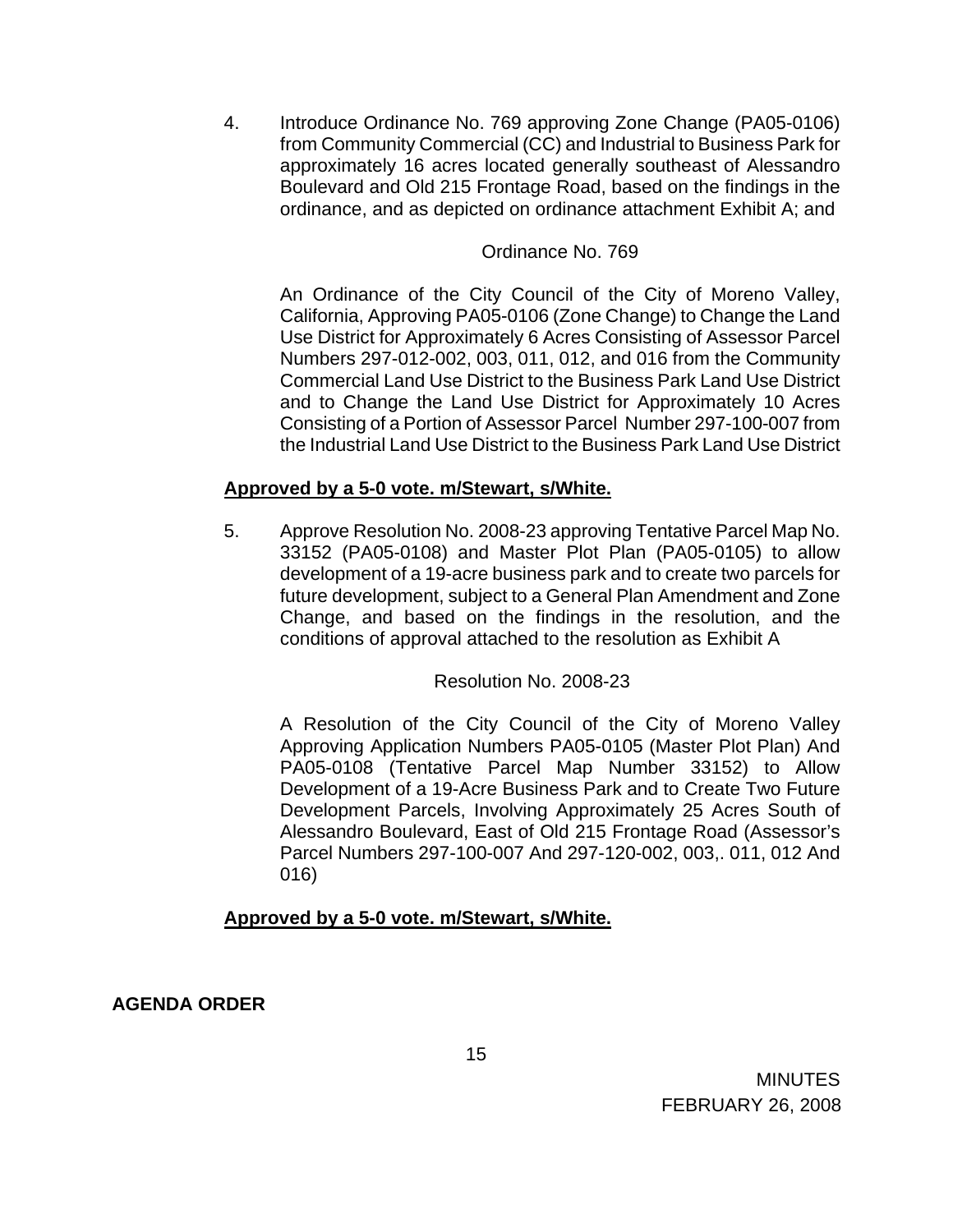4. Introduce Ordinance No. 769 approving Zone Change (PA05-0106) from Community Commercial (CC) and Industrial to Business Park for approximately 16 acres located generally southeast of Alessandro Boulevard and Old 215 Frontage Road, based on the findings in the ordinance, and as depicted on ordinance attachment Exhibit A; and

   Ordinance No. 769

   An Ordinance of the City Council of the City of Moreno Valley, California, Approving PA05-0106 (Zone Change) to Change the Land Use District for Approximately 6 Acres Consisting of Assessor Parcel Numbers 297-012-002, 003, 011, 012, and 016 from the Community Commercial Land Use District to the Business Park Land Use District and to Change the Land Use District for Approximately 10 Acres Consisting of a Portion of Assessor Parcel Number 297-100-007 from the Industrial Land Use District to the Business Park Land Use District

**Approved by a 5-0 vote. m/Stewart, s/White.**

5. Approve Resolution No. 2008-23 approving Tentative Parcel Map No. 33152 (PA05-0108) and Master Plot Plan (PA05-0105) to allow development of a 19-acre business park and to create two parcels for future development, subject to a General Plan Amendment and Zone Change, and based on the findings in the resolution, and the conditions of approval attached to the resolution as Exhibit A

   Resolution No. 2008-23

   A Resolution of the City Council of the City of Moreno Valley Approving Application Numbers PA05-0105 (Master Plot Plan) And PA05-0108 (Tentative Parcel Map Number 33152) to Allow Development of a 19-Acre Business Park and to Create Two Future Development Parcels, Involving Approximately 25 Acres South of Alessandro Boulevard, East of Old 215 Frontage Road (Assessor's Parcel Numbers 297-100-007 And 297-120-002, 003,. 011, 012 And 016)

**Approved by a 5-0 vote. m/Stewart, s/White.**

**AGENDA ORDER**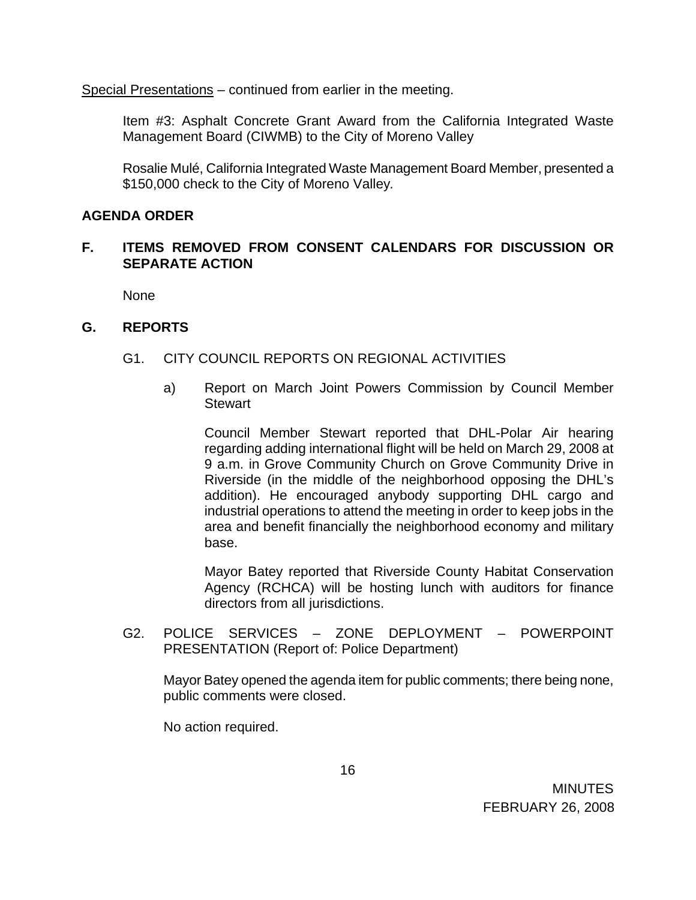Special Presentations – continued from earlier in the meeting.

Item #3: Asphalt Concrete Grant Award from the California Integrated Waste Management Board (CIWMB) to the City of Moreno Valley

Rosalie Mulé, California Integrated Waste Management Board Member, presented a $150,000 check to the City of Moreno Valley.

**AGENDA ORDER**

**F. ITEMS REMOVED FROM CONSENT CALENDARS FOR DISCUSSION OR SEPARATE ACTION**

None

**G. REPORTS**

G1. CITY COUNCIL REPORTS ON REGIONAL ACTIVITIES

a) Report on March Joint Powers Commission by Council Member Stewart

Council Member Stewart reported that DHL-Polar Air hearing regarding adding international flight will be held on March 29, 2008 at 9 a.m. in Grove Community Church on Grove Community Drive in Riverside (in the middle of the neighborhood opposing the DHL's addition). He encouraged anybody supporting DHL cargo and industrial operations to attend the meeting in order to keep jobs in the area and benefit financially the neighborhood economy and military base.

Mayor Batey reported that Riverside County Habitat Conservation Agency (RCHCA) will be hosting lunch with auditors for finance directors from all jurisdictions.

G2. POLICE SERVICES – ZONE DEPLOYMENT – POWERPOINT PRESENTATION (Report of: Police Department)

Mayor Batey opened the agenda item for public comments; there being none, public comments were closed.

No action required.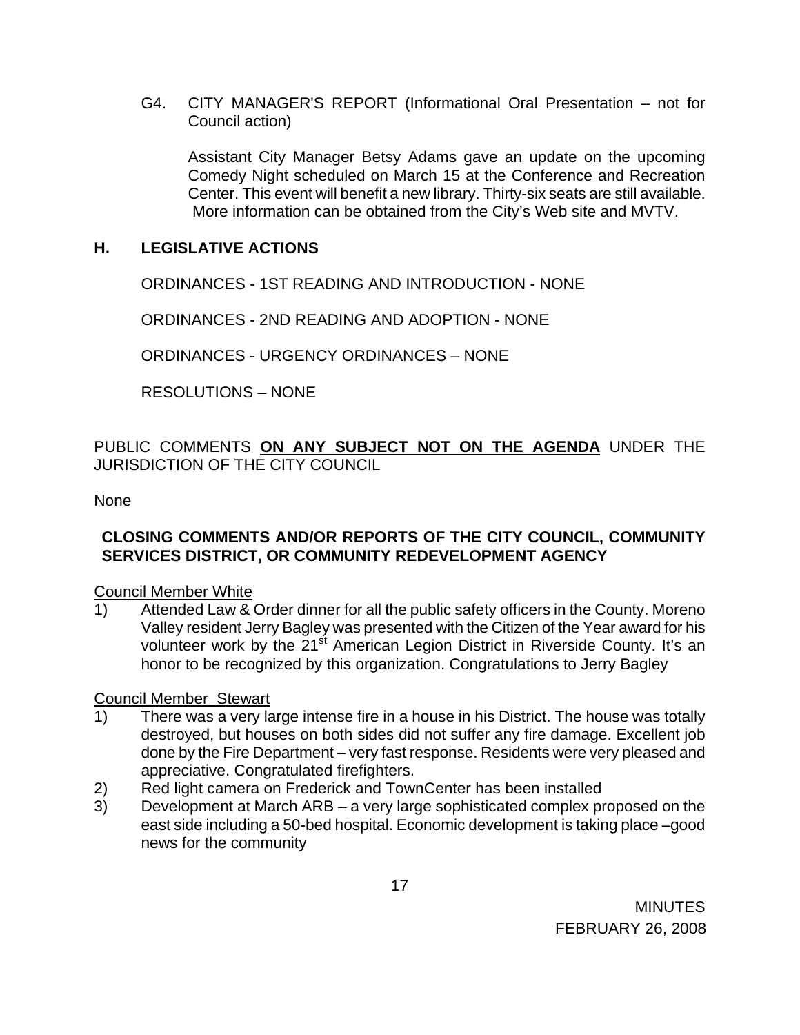G4. CITY MANAGER'S REPORT (Informational Oral Presentation – not for Council action)

Assistant City Manager Betsy Adams gave an update on the upcoming Comedy Night scheduled on March 15 at the Conference and Recreation Center. This event will benefit a new library. Thirty-six seats are still available. More information can be obtained from the City's Web site and MVTV.

## H. LEGISLATIVE ACTIONS

ORDINANCES - 1ST READING AND INTRODUCTION - NONE

ORDINANCES - 2ND READING AND ADOPTION - NONE

ORDINANCES - URGENCY ORDINANCES – NONE

RESOLUTIONS – NONE

PUBLIC COMMENTS **ON ANY SUBJECT NOT ON THE AGENDA** UNDER THE JURISDICTION OF THE CITY COUNCIL

None

**CLOSING COMMENTS AND/OR REPORTS OF THE CITY COUNCIL, COMMUNITY SERVICES DISTRICT, OR COMMUNITY REDEVELOPMENT AGENCY**

Council Member White

1) Attended Law & Order dinner for all the public safety officers in the County. Moreno Valley resident Jerry Bagley was presented with the Citizen of the Year award for his volunteer work by the 21st American Legion District in Riverside County. It's an honor to be recognized by this organization. Congratulations to Jerry Bagley

Council Member Stewart

1) There was a very large intense fire in a house in his District. The house was totally destroyed, but houses on both sides did not suffer any fire damage. Excellent job done by the Fire Department – very fast response. Residents were very pleased and appreciative. Congratulated firefighters.
2) Red light camera on Frederick and TownCenter has been installed
3) Development at March ARB – a very large sophisticated complex proposed on the east side including a 50-bed hospital. Economic development is taking place –good news for the community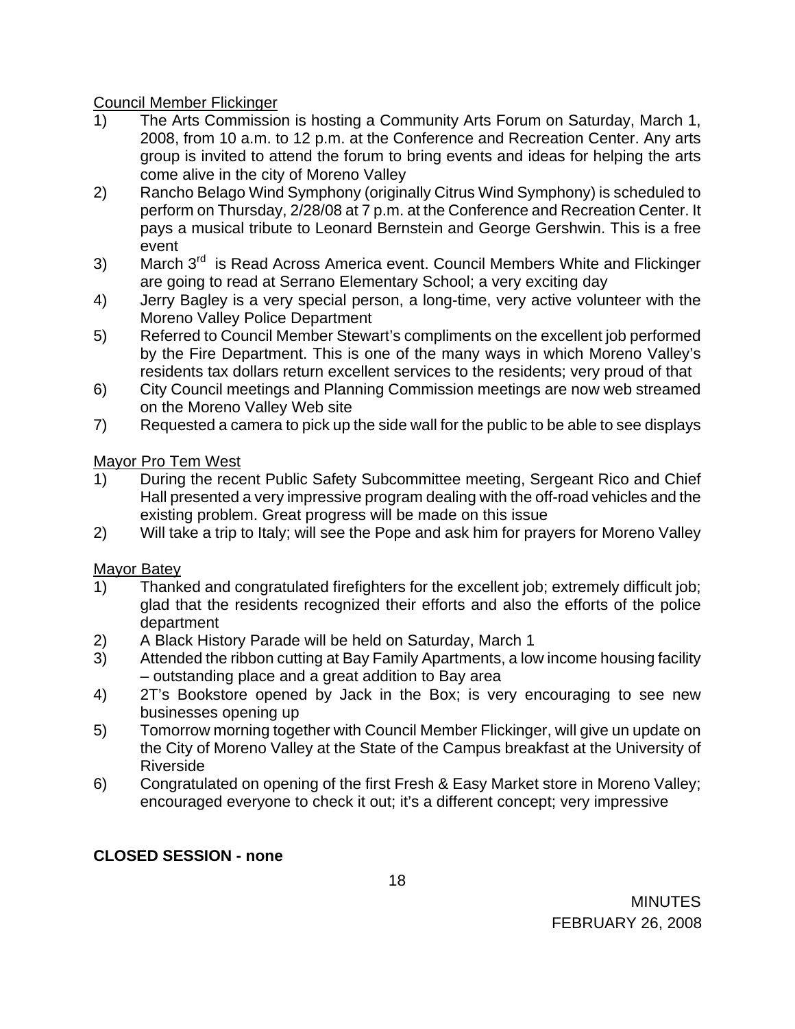Council Member Flickinger

1) The Arts Commission is hosting a Community Arts Forum on Saturday, March 1, 2008, from 10 a.m. to 12 p.m. at the Conference and Recreation Center. Any arts group is invited to attend the forum to bring events and ideas for helping the arts come alive in the city of Moreno Valley
2) Rancho Belago Wind Symphony (originally Citrus Wind Symphony) is scheduled to perform on Thursday, 2/28/08 at 7 p.m. at the Conference and Recreation Center. It pays a musical tribute to Leonard Bernstein and George Gershwin. This is a free event
3) March 3rd is Read Across America event. Council Members White and Flickinger are going to read at Serrano Elementary School; a very exciting day
4) Jerry Bagley is a very special person, a long-time, very active volunteer with the Moreno Valley Police Department
5) Referred to Council Member Stewart's compliments on the excellent job performed by the Fire Department. This is one of the many ways in which Moreno Valley's residents tax dollars return excellent services to the residents; very proud of that
6) City Council meetings and Planning Commission meetings are now web streamed on the Moreno Valley Web site
7) Requested a camera to pick up the side wall for the public to be able to see displays

Mayor Pro Tem West

1) During the recent Public Safety Subcommittee meeting, Sergeant Rico and Chief Hall presented a very impressive program dealing with the off-road vehicles and the existing problem. Great progress will be made on this issue
2) Will take a trip to Italy; will see the Pope and ask him for prayers for Moreno Valley

Mayor Batey

1) Thanked and congratulated firefighters for the excellent job; extremely difficult job; glad that the residents recognized their efforts and also the efforts of the police department
2) A Black History Parade will be held on Saturday, March 1
3) Attended the ribbon cutting at Bay Family Apartments, a low income housing facility – outstanding place and a great addition to Bay area
4) 2T's Bookstore opened by Jack in the Box; is very encouraging to see new businesses opening up
5) Tomorrow morning together with Council Member Flickinger, will give un update on the City of Moreno Valley at the State of the Campus breakfast at the University of Riverside
6) Congratulated on opening of the first Fresh & Easy Market store in Moreno Valley; encouraged everyone to check it out; it's a different concept; very impressive

**CLOSED SESSION - none**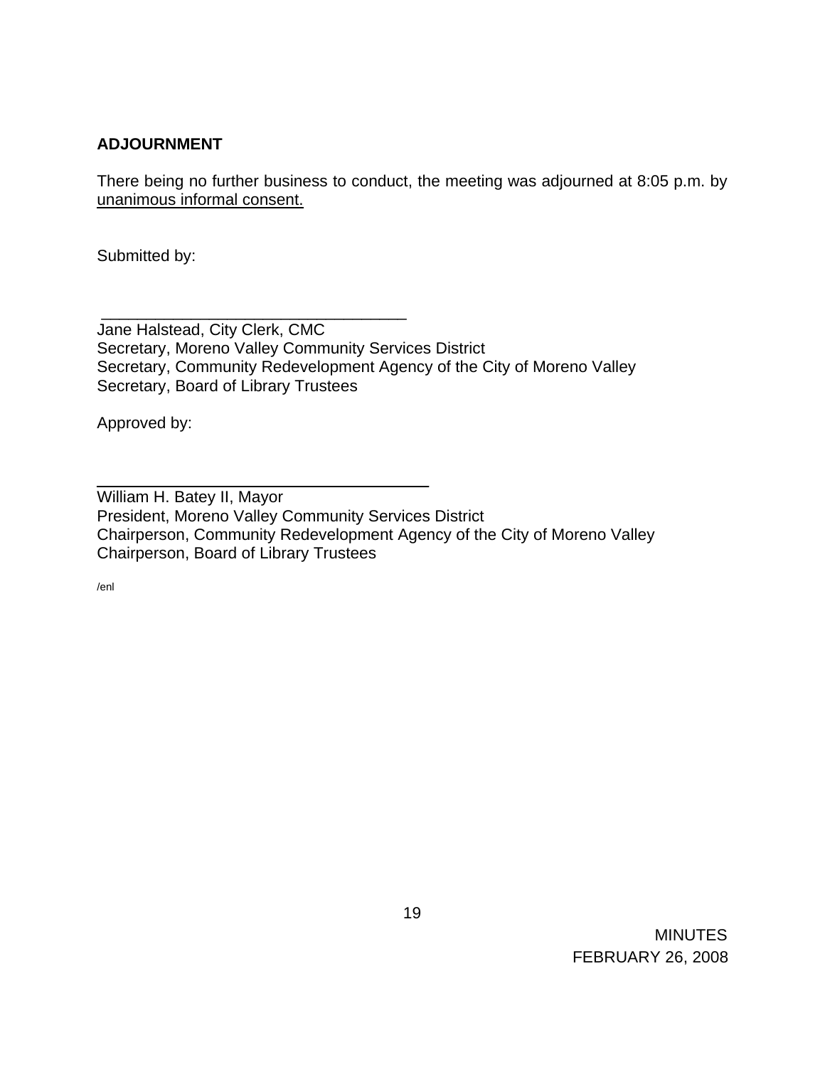## ADJOURNMENT

There being no further business to conduct, the meeting was adjourned at 8:05 p.m. by unanimous informal consent.

Submitted by:

___________________________________

Jane Halstead, City Clerk, CMC
Secretary, Moreno Valley Community Services District
Secretary, Community Redevelopment Agency of the City of Moreno Valley
Secretary, Board of Library Trustees

Approved by:

___________________________________

William H. Batey II, Mayor
President, Moreno Valley Community Services District
Chairperson, Community Redevelopment Agency of the City of Moreno Valley
Chairperson, Board of Library Trustees

/enl